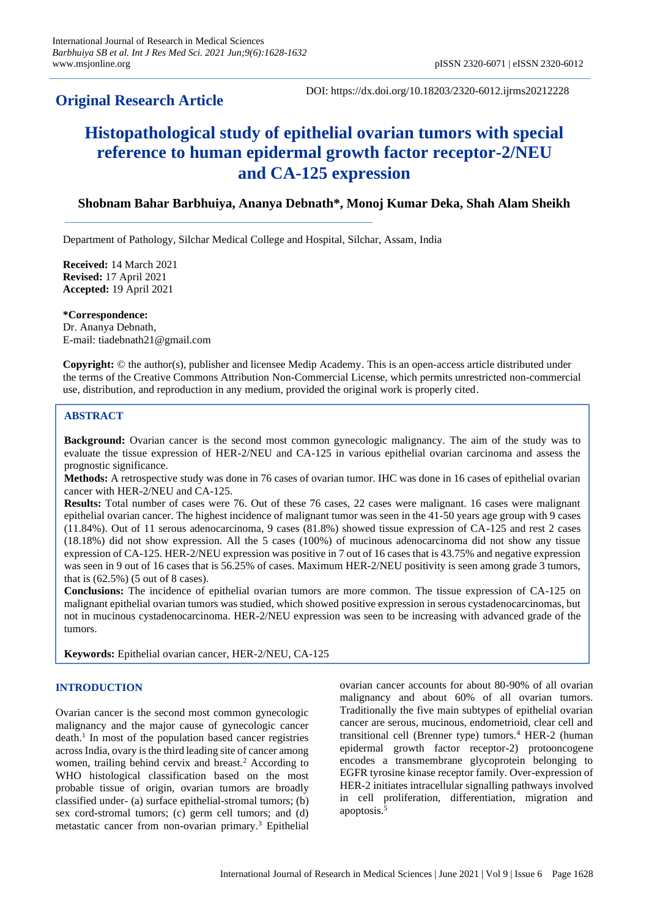**Original Research Article**

DOI: https://dx.doi.org/10.18203/2320-6012.ijrms20212228

# Histopathological study of epithelial ovarian tumors with special reference to human epidermal growth factor receptor-2/NEU and CA-125 expression

**Shobnam Bahar Barbhuiya, Ananya Debnath*, Monoj Kumar Deka, Shah Alam Sheikh**

Department of Pathology, Silchar Medical College and Hospital, Silchar, Assam, India

**Received:** 14 March 2021
**Revised:** 17 April 2021
**Accepted:** 19 April 2021

***Correspondence:**
Dr. Ananya Debnath,
E-mail: tiadebnath21@gmail.com

**Copyright:** © the author(s), publisher and licensee Medip Academy. This is an open-access article distributed under the terms of the Creative Commons Attribution Non-Commercial License, which permits unrestricted non-commercial use, distribution, and reproduction in any medium, provided the original work is properly cited.

## ABSTRACT

**Background:** Ovarian cancer is the second most common gynecologic malignancy. The aim of the study was to evaluate the tissue expression of HER-2/NEU and CA-125 in various epithelial ovarian carcinoma and assess the prognostic significance.

**Methods:** A retrospective study was done in 76 cases of ovarian tumor. IHC was done in 16 cases of epithelial ovarian cancer with HER-2/NEU and CA-125.

**Results:** Total number of cases were 76. Out of these 76 cases, 22 cases were malignant. 16 cases were malignant epithelial ovarian cancer. The highest incidence of malignant tumor was seen in the 41-50 years age group with 9 cases (11.84%). Out of 11 serous adenocarcinoma, 9 cases (81.8%) showed tissue expression of CA-125 and rest 2 cases (18.18%) did not show expression. All the 5 cases (100%) of mucinous adenocarcinoma did not show any tissue expression of CA-125. HER-2/NEU expression was positive in 7 out of 16 cases that is 43.75% and negative expression was seen in 9 out of 16 cases that is 56.25% of cases. Maximum HER-2/NEU positivity is seen among grade 3 tumors, that is (62.5%) (5 out of 8 cases).

**Conclusions:** The incidence of epithelial ovarian tumors are more common. The tissue expression of CA-125 on malignant epithelial ovarian tumors was studied, which showed positive expression in serous cystadenocarcinomas, but not in mucinous cystadenocarcinoma. HER-2/NEU expression was seen to be increasing with advanced grade of the tumors.

**Keywords:** Epithelial ovarian cancer, HER-2/NEU, CA-125

## INTRODUCTION

Ovarian cancer is the second most common gynecologic malignancy and the major cause of gynecologic cancer death.[1] In most of the population based cancer registries across India, ovary is the third leading site of cancer among women, trailing behind cervix and breast.[2] According to WHO histological classification based on the most probable tissue of origin, ovarian tumors are broadly classified under- (a) surface epithelial-stromal tumors; (b) sex cord-stromal tumors; (c) germ cell tumors; and (d) metastatic cancer from non-ovarian primary.[3] Epithelial ovarian cancer accounts for about 80-90% of all ovarian malignancy and about 60% of all ovarian tumors. Traditionally the five main subtypes of epithelial ovarian cancer are serous, mucinous, endometrioid, clear cell and transitional cell (Brenner type) tumors.[4] HER-2 (human epidermal growth factor receptor-2) protooncogene encodes a transmembrane glycoprotein belonging to EGFR tyrosine kinase receptor family. Over-expression of HER-2 initiates intracellular signalling pathways involved in cell proliferation, differentiation, migration and apoptosis.[5]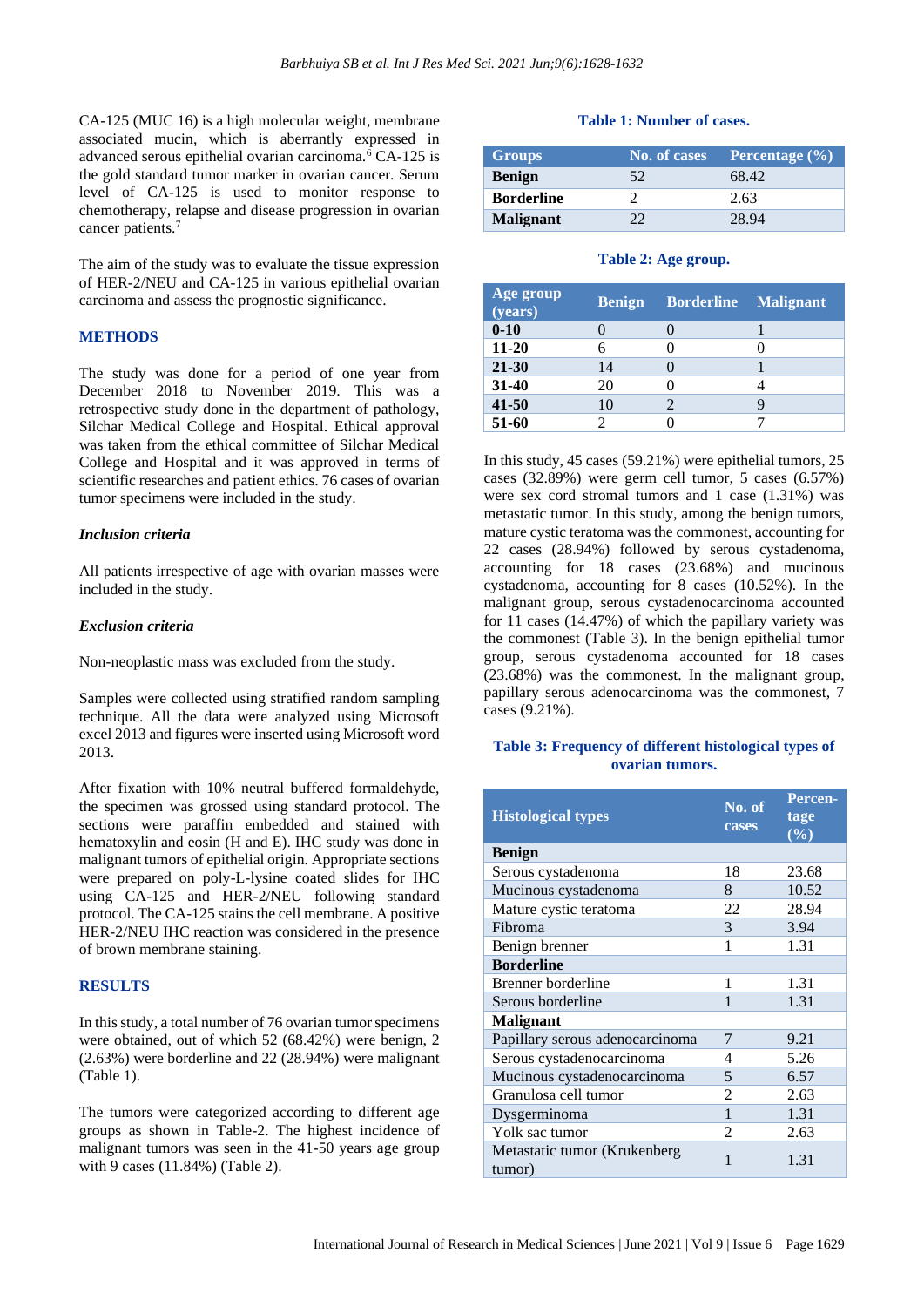CA-125 (MUC 16) is a high molecular weight, membrane associated mucin, which is aberrantly expressed in advanced serous epithelial ovarian carcinoma.[6] CA-125 is the gold standard tumor marker in ovarian cancer. Serum level of CA-125 is used to monitor response to chemotherapy, relapse and disease progression in ovarian cancer patients.[7]

The aim of the study was to evaluate the tissue expression of HER-2/NEU and CA-125 in various epithelial ovarian carcinoma and assess the prognostic significance.

## METHODS

The study was done for a period of one year from December 2018 to November 2019. This was a retrospective study done in the department of pathology, Silchar Medical College and Hospital. Ethical approval was taken from the ethical committee of Silchar Medical College and Hospital and it was approved in terms of scientific researches and patient ethics. 76 cases of ovarian tumor specimens were included in the study.

### *Inclusion criteria*

All patients irrespective of age with ovarian masses were included in the study.

### *Exclusion criteria*

Non-neoplastic mass was excluded from the study.

Samples were collected using stratified random sampling technique. All the data were analyzed using Microsoft excel 2013 and figures were inserted using Microsoft word 2013.

After fixation with 10% neutral buffered formaldehyde, the specimen was grossed using standard protocol. The sections were paraffin embedded and stained with hematoxylin and eosin (H and E). IHC study was done in malignant tumors of epithelial origin. Appropriate sections were prepared on poly-L-lysine coated slides for IHC using CA-125 and HER-2/NEU following standard protocol. The CA-125 stains the cell membrane. A positive HER-2/NEU IHC reaction was considered in the presence of brown membrane staining.

## RESULTS

In this study, a total number of 76 ovarian tumor specimens were obtained, out of which 52 (68.42%) were benign, 2 (2.63%) were borderline and 22 (28.94%) were malignant (Table 1).

The tumors were categorized according to different age groups as shown in Table-2. The highest incidence of malignant tumors was seen in the 41-50 years age group with 9 cases (11.84%) (Table 2).

**Table 1: Number of cases.**

| Groups | No. of cases | Percentage (%) |
|---|---|---|
| **Benign** | 52 | 68.42 |
| **Borderline** | 2 | 2.63 |
| **Malignant** | 22 | 28.94 |

**Table 2: Age group.**

| Age group (years) | Benign | Borderline | Malignant |
|---|---|---|---|
| **0-10** | 0 | 0 | 1 |
| **11-20** | 6 | 0 | 0 |
| **21-30** | 14 | 0 | 1 |
| **31-40** | 20 | 0 | 4 |
| **41-50** | 10 | 2 | 9 |
| **51-60** | 2 | 0 | 7 |

In this study, 45 cases (59.21%) were epithelial tumors, 25 cases (32.89%) were germ cell tumor, 5 cases (6.57%) were sex cord stromal tumors and 1 case (1.31%) was metastatic tumor. In this study, among the benign tumors, mature cystic teratoma was the commonest, accounting for 22 cases (28.94%) followed by serous cystadenoma, accounting for 18 cases (23.68%) and mucinous cystadenoma, accounting for 8 cases (10.52%). In the malignant group, serous cystadenocarcinoma accounted for 11 cases (14.47%) of which the papillary variety was the commonest (Table 3). In the benign epithelial tumor group, serous cystadenoma accounted for 18 cases (23.68%) was the commonest. In the malignant group, papillary serous adenocarcinoma was the commonest, 7 cases (9.21%).

**Table 3: Frequency of different histological types of ovarian tumors.**

| Histological types | No. of cases | Percentage (%) |
|---|---|---|
| **Benign** | | |
| Serous cystadenoma | 18 | 23.68 |
| Mucinous cystadenoma | 8 | 10.52 |
| Mature cystic teratoma | 22 | 28.94 |
| Fibroma | 3 | 3.94 |
| Benign brenner | 1 | 1.31 |
| **Borderline** | | |
| Brenner borderline | 1 | 1.31 |
| Serous borderline | 1 | 1.31 |
| **Malignant** | | |
| Papillary serous adenocarcinoma | 7 | 9.21 |
| Serous cystadenocarcinoma | 4 | 5.26 |
| Mucinous cystadenocarcinoma | 5 | 6.57 |
| Granulosa cell tumor | 2 | 2.63 |
| Dysgerminoma | 1 | 1.31 |
| Yolk sac tumor | 2 | 2.63 |
| Metastatic tumor (Krukenberg tumor) | 1 | 1.31 |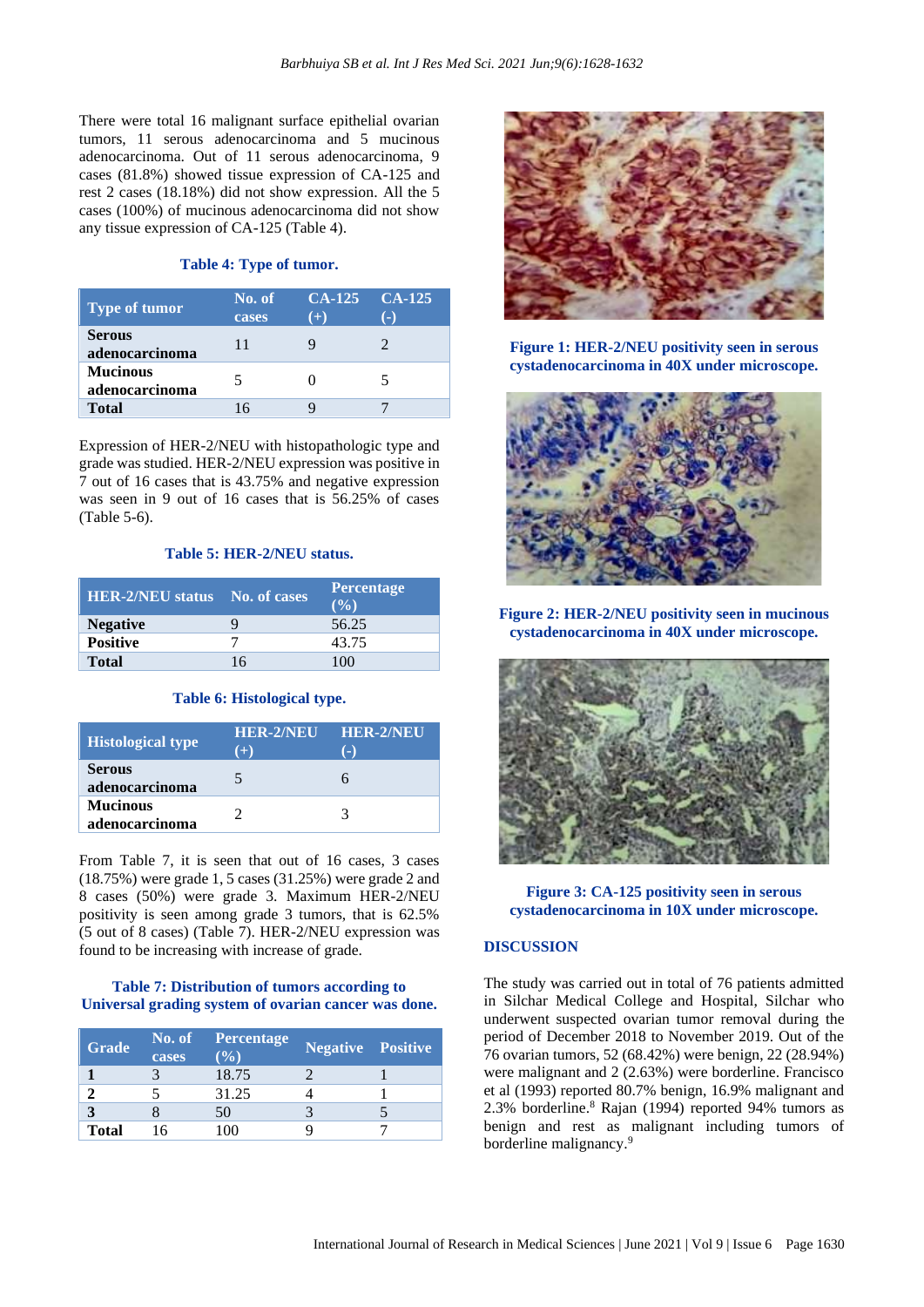There were total 16 malignant surface epithelial ovarian tumors, 11 serous adenocarcinoma and 5 mucinous adenocarcinoma. Out of 11 serous adenocarcinoma, 9 cases (81.8%) showed tissue expression of CA-125 and rest 2 cases (18.18%) did not show expression. All the 5 cases (100%) of mucinous adenocarcinoma did not show any tissue expression of CA-125 (Table 4).

**Table 4: Type of tumor.**

| Type of tumor | No. of cases | CA-125 (+) | CA-125 (-) |
|---|---|---|---|
| **Serous adenocarcinoma** | 11 | 9 | 2 |
| **Mucinous adenocarcinoma** | 5 | 0 | 5 |
| **Total** | 16 | 9 | 7 |

Expression of HER-2/NEU with histopathologic type and grade was studied. HER-2/NEU expression was positive in 7 out of 16 cases that is 43.75% and negative expression was seen in 9 out of 16 cases that is 56.25% of cases (Table 5-6).

**Table 5: HER-2/NEU status.**

| HER-2/NEU status | No. of cases | Percentage (%) |
|---|---|---|
| **Negative** | 9 | 56.25 |
| **Positive** | 7 | 43.75 |
| **Total** | 16 | 100 |

**Table 6: Histological type.**

| Histological type | HER-2/NEU (+) | HER-2/NEU (-) |
|---|---|---|
| **Serous adenocarcinoma** | 5 | 6 |
| **Mucinous adenocarcinoma** | 2 | 3 |

From Table 7, it is seen that out of 16 cases, 3 cases (18.75%) were grade 1, 5 cases (31.25%) were grade 2 and 8 cases (50%) were grade 3. Maximum HER-2/NEU positivity is seen among grade 3 tumors, that is 62.5% (5 out of 8 cases) (Table 7). HER-2/NEU expression was found to be increasing with increase of grade.

**Table 7: Distribution of tumors according to Universal grading system of ovarian cancer was done.**

| Grade | No. of cases | Percentage (%) | Negative | Positive |
|---|---|---|---|---|
| **1** | 3 | 18.75 | 2 | 1 |
| **2** | 5 | 31.25 | 4 | 1 |
| **3** | 8 | 50 | 3 | 5 |
| **Total** | 16 | 100 | 9 | 7 |

**Figure 1: HER-2/NEU positivity seen in serous cystadenocarcinoma in 40X under microscope.**

**Figure 2: HER-2/NEU positivity seen in mucinous cystadenocarcinoma in 40X under microscope.**

**Figure 3: CA-125 positivity seen in serous cystadenocarcinoma in 10X under microscope.**

## DISCUSSION

The study was carried out in total of 76 patients admitted in Silchar Medical College and Hospital, Silchar who underwent suspected ovarian tumor removal during the period of December 2018 to November 2019. Out of the 76 ovarian tumors, 52 (68.42%) were benign, 22 (28.94%) were malignant and 2 (2.63%) were borderline. Francisco et al (1993) reported 80.7% benign, 16.9% malignant and 2.3% borderline.[8] Rajan (1994) reported 94% tumors as benign and rest as malignant including tumors of borderline malignancy.[9]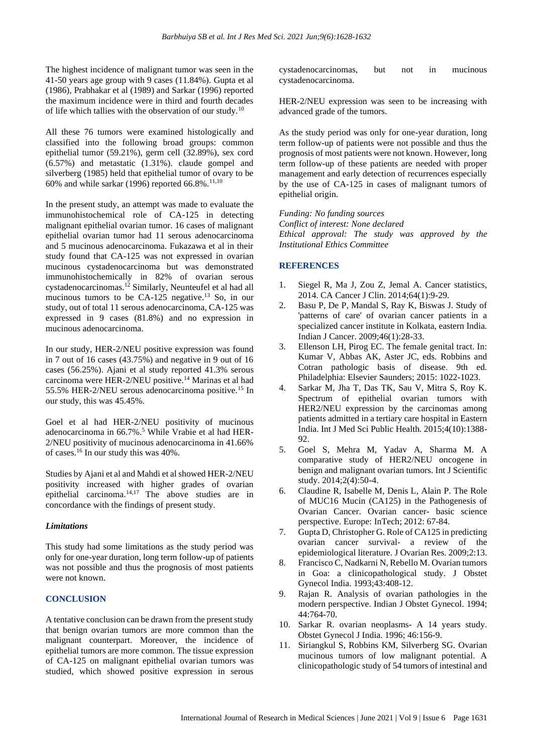The highest incidence of malignant tumor was seen in the 41-50 years age group with 9 cases (11.84%). Gupta et al (1986), Prabhakar et al (1989) and Sarkar (1996) reported the maximum incidence were in third and fourth decades of life which tallies with the observation of our study.[10]

All these 76 tumors were examined histologically and classified into the following broad groups: common epithelial tumor (59.21%), germ cell (32.89%), sex cord (6.57%) and metastatic (1.31%). claude gompel and silverberg (1985) held that epithelial tumor of ovary to be 60% and while sarkar (1996) reported 66.8%.[11,10]

In the present study, an attempt was made to evaluate the immunohistochemical role of CA-125 in detecting malignant epithelial ovarian tumor. 16 cases of malignant epithelial ovarian tumor had 11 serous adenocarcinoma and 5 mucinous adenocarcinoma. Fukazawa et al in their study found that CA-125 was not expressed in ovarian mucinous cystadenocarcinoma but was demonstrated immunohistochemically in 82% of ovarian serous cystadenocarcinomas.[12] Similarly, Neunteufel et al had all mucinous tumors to be CA-125 negative.[13] So, in our study, out of total 11 serous adenocarcinoma, CA-125 was expressed in 9 cases (81.8%) and no expression in mucinous adenocarcinoma.

In our study, HER-2/NEU positive expression was found in 7 out of 16 cases (43.75%) and negative in 9 out of 16 cases (56.25%). Ajani et al study reported 41.3% serous carcinoma were HER-2/NEU positive.[14] Marinas et al had 55.5% HER-2/NEU serous adenocarcinoma positive.[15] In our study, this was 45.45%.

Goel et al had HER-2/NEU positivity of mucinous adenocarcinoma in 66.7%.[5] While Vrabie et al had HER-2/NEU positivity of mucinous adenocarcinoma in 41.66% of cases.[16] In our study this was 40%.

Studies by Ajani et al and Mahdi et al showed HER-2/NEU positivity increased with higher grades of ovarian epithelial carcinoma.[14,17] The above studies are in concordance with the findings of present study.

### *Limitations*

This study had some limitations as the study period was only for one-year duration, long term follow-up of patients was not possible and thus the prognosis of most patients were not known.

## CONCLUSION

A tentative conclusion can be drawn from the present study that benign ovarian tumors are more common than the malignant counterpart. Moreover, the incidence of epithelial tumors are more common. The tissue expression of CA-125 on malignant epithelial ovarian tumors was studied, which showed positive expression in serous cystadenocarcinomas, but not in mucinous cystadenocarcinoma.

HER-2/NEU expression was seen to be increasing with advanced grade of the tumors.

As the study period was only for one-year duration, long term follow-up of patients were not possible and thus the prognosis of most patients were not known. However, long term follow-up of these patients are needed with proper management and early detection of recurrences especially by the use of CA-125 in cases of malignant tumors of epithelial origin.

*Funding: No funding sources*
*Conflict of interest: None declared*
*Ethical approval: The study was approved by the Institutional Ethics Committee*

## REFERENCES

1. Siegel R, Ma J, Zou Z, Jemal A. Cancer statistics, 2014. CA Cancer J Clin. 2014;64(1):9-29.
2. Basu P, De P, Mandal S, Ray K, Biswas J. Study of 'patterns of care' of ovarian cancer patients in a specialized cancer institute in Kolkata, eastern India. Indian J Cancer. 2009;46(1):28-33.
3. Ellenson LH, Pirog EC. The female genital tract. In: Kumar V, Abbas AK, Aster JC, eds. Robbins and Cotran pathologic basis of disease. 9th ed. Philadelphia: Elsevier Saunders; 2015: 1022-1023.
4. Sarkar M, Jha T, Das TK, Sau V, Mitra S, Roy K. Spectrum of epithelial ovarian tumors with HER2/NEU expression by the carcinomas among patients admitted in a tertiary care hospital in Eastern India. Int J Med Sci Public Health. 2015;4(10):1388-92.
5. Goel S, Mehra M, Yadav A, Sharma M. A comparative study of HER2/NEU oncogene in benign and malignant ovarian tumors. Int J Scientific study. 2014;2(4):50-4.
6. Claudine R, Isabelle M, Denis L, Alain P. The Role of MUC16 Mucin (CA125) in the Pathogenesis of Ovarian Cancer. Ovarian cancer- basic science perspective. Europe: InTech; 2012: 67-84.
7. Gupta D, Christopher G. Role of CA125 in predicting ovarian cancer survival- a review of the epidemiological literature. J Ovarian Res. 2009;2:13.
8. Francisco C, Nadkarni N, Rebello M. Ovarian tumors in Goa: a clinicopathological study. J Obstet Gynecol India. 1993;43:408-12.
9. Rajan R. Analysis of ovarian pathologies in the modern perspective. Indian J Obstet Gynecol. 1994; 44:764-70.
10. Sarkar R. ovarian neoplasms- A 14 years study. Obstet Gynecol J India. 1996; 46:156-9.
11. Siriangkul S, Robbins KM, Silverberg SG. Ovarian mucinous tumors of low malignant potential. A clinicopathologic study of 54 tumors of intestinal and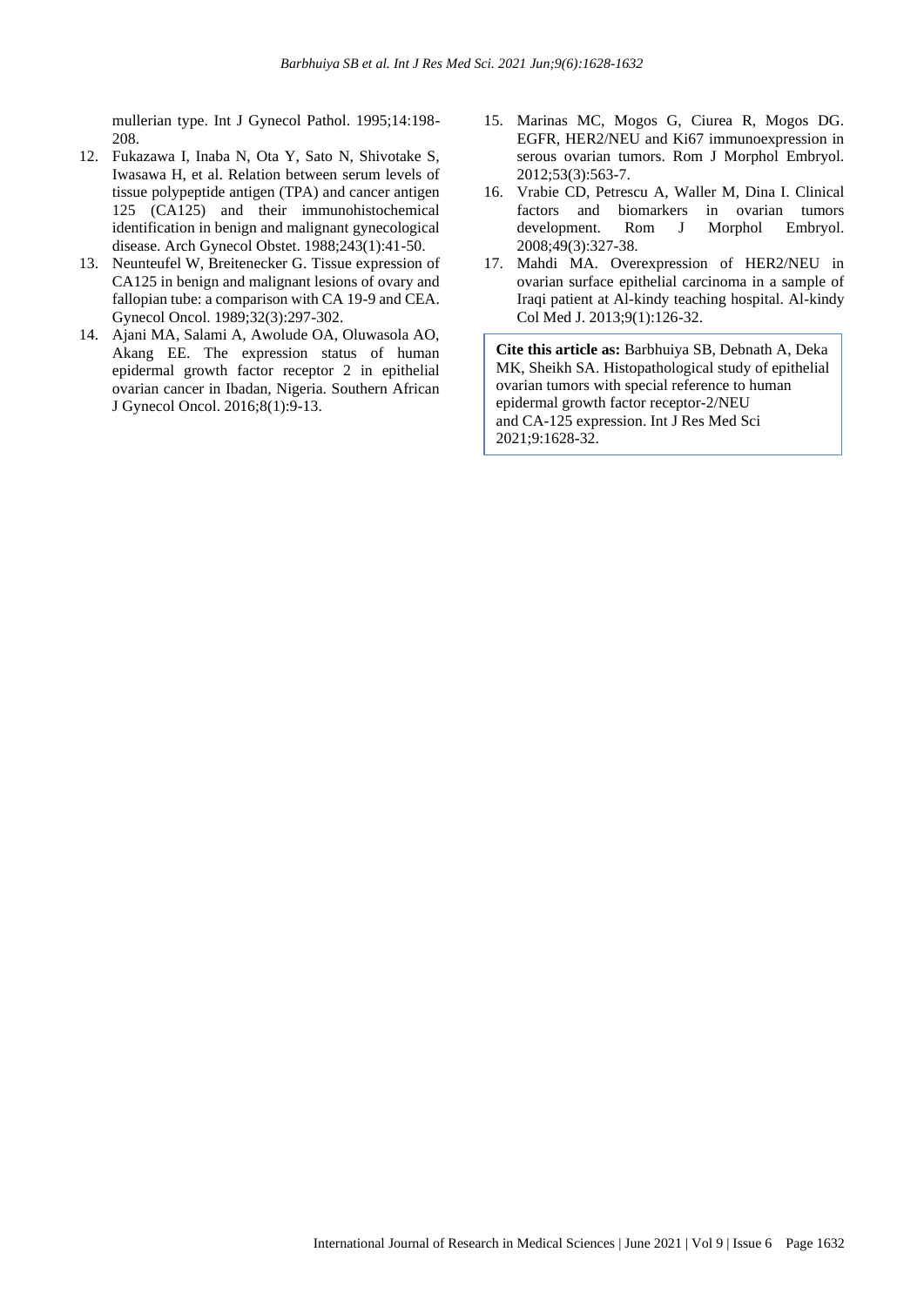mullerian type. Int J Gynecol Pathol. 1995;14:198-208.

12. Fukazawa I, Inaba N, Ota Y, Sato N, Shivotake S, Iwasawa H, et al. Relation between serum levels of tissue polypeptide antigen (TPA) and cancer antigen 125 (CA125) and their immunohistochemical identification in benign and malignant gynecological disease. Arch Gynecol Obstet. 1988;243(1):41-50.
13. Neunteufel W, Breitenecker G. Tissue expression of CA125 in benign and malignant lesions of ovary and fallopian tube: a comparison with CA 19-9 and CEA. Gynecol Oncol. 1989;32(3):297-302.
14. Ajani MA, Salami A, Awolude OA, Oluwasola AO, Akang EE. The expression status of human epidermal growth factor receptor 2 in epithelial ovarian cancer in Ibadan, Nigeria. Southern African J Gynecol Oncol. 2016;8(1):9-13.
15. Marinas MC, Mogos G, Ciurea R, Mogos DG. EGFR, HER2/NEU and Ki67 immunoexpression in serous ovarian tumors. Rom J Morphol Embryol. 2012;53(3):563-7.
16. Vrabie CD, Petrescu A, Waller M, Dina I. Clinical factors and biomarkers in ovarian tumors development. Rom J Morphol Embryol. 2008;49(3):327-38.
17. Mahdi MA. Overexpression of HER2/NEU in ovarian surface epithelial carcinoma in a sample of Iraqi patient at Al-kindy teaching hospital. Al-kindy Col Med J. 2013;9(1):126-32.

**Cite this article as:** Barbhuiya SB, Debnath A, Deka MK, Sheikh SA. Histopathological study of epithelial ovarian tumors with special reference to human epidermal growth factor receptor-2/NEU and CA-125 expression. Int J Res Med Sci 2021;9:1628-32.